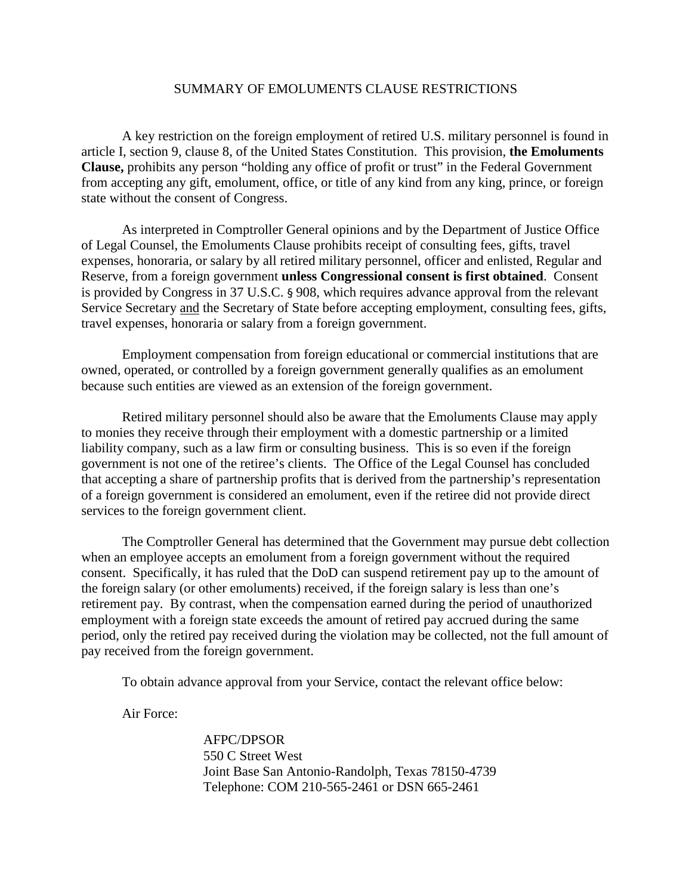# SUMMARY OF EMOLUMENTS CLAUSE RESTRICTIONS

A key restriction on the foreign employment of retired U.S. military personnel is found in article I, section 9, clause 8, of the United States Constitution. This provision, **the Emoluments Clause,** prohibits any person "holding any office of profit or trust" in the Federal Government from accepting any gift, emolument, office, or title of any kind from any king, prince, or foreign state without the consent of Congress.

As interpreted in Comptroller General opinions and by the Department of Justice Office of Legal Counsel, the Emoluments Clause prohibits receipt of consulting fees, gifts, travel expenses, honoraria, or salary by all retired military personnel, officer and enlisted, Regular and Reserve, from a foreign government **unless Congressional consent is first obtained**. Consent is provided by Congress in 37 U.S.C. § 908, which requires advance approval from the relevant Service Secretary <u>and</u> the Secretary of State before accepting employment, consulting fees, gifts, travel expenses, honoraria or salary from a foreign government.

Employment compensation from foreign educational or commercial institutions that are owned, operated, or controlled by a foreign government generally qualifies as an emolument because such entities are viewed as an extension of the foreign government.

Retired military personnel should also be aware that the Emoluments Clause may apply to monies they receive through their employment with a domestic partnership or a limited liability company, such as a law firm or consulting business. This is so even if the foreign government is not one of the retiree's clients. The Office of the Legal Counsel has concluded that accepting a share of partnership profits that is derived from the partnership's representation of a foreign government is considered an emolument, even if the retiree did not provide direct services to the foreign government client.

The Comptroller General has determined that the Government may pursue debt collection when an employee accepts an emolument from a foreign government without the required consent. Specifically, it has ruled that the DoD can suspend retirement pay up to the amount of the foreign salary (or other emoluments) received, if the foreign salary is less than one's retirement pay. By contrast, when the compensation earned during the period of unauthorized employment with a foreign state exceeds the amount of retired pay accrued during the same period, only the retired pay received during the violation may be collected, not the full amount of pay received from the foreign government.

To obtain advance approval from your Service, contact the relevant office below:

Air Force:

AFPC/DPSOR
550 C Street West
Joint Base San Antonio-Randolph, Texas 78150-4739
Telephone: COM 210-565-2461 or DSN 665-2461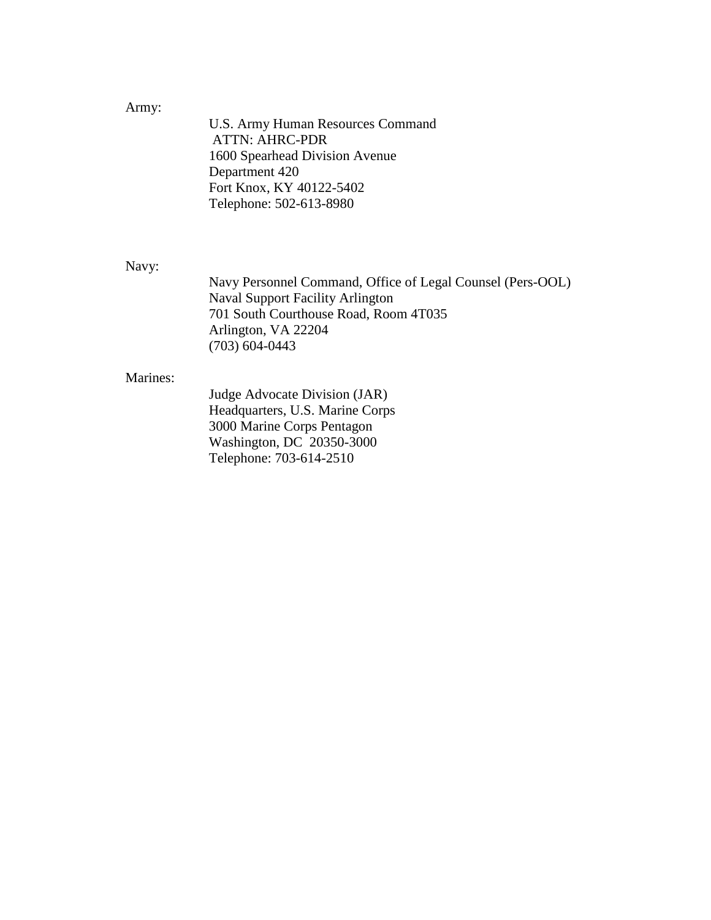Army:

U.S. Army Human Resources Command
ATTN: AHRC-PDR
1600 Spearhead Division Avenue
Department 420
Fort Knox, KY 40122-5402
Telephone: 502-613-8980

Navy:

Navy Personnel Command, Office of Legal Counsel (Pers-OOL)
Naval Support Facility Arlington
701 South Courthouse Road, Room 4T035
Arlington, VA 22204
(703) 604-0443

Marines:

Judge Advocate Division (JAR)
Headquarters, U.S. Marine Corps
3000 Marine Corps Pentagon
Washington, DC 20350-3000
Telephone: 703-614-2510